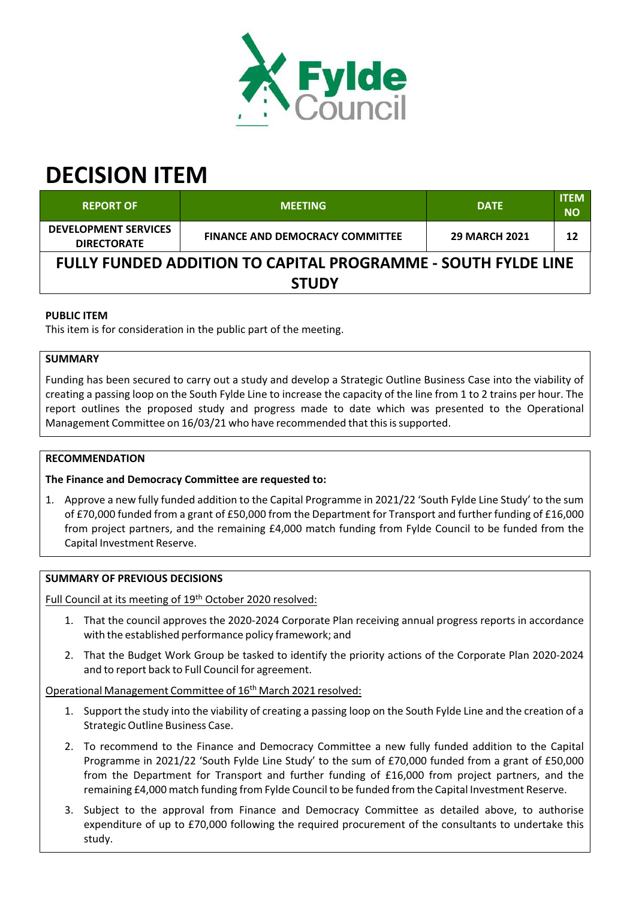# DECISION ITEM

| REPORT OF | MEETING | DATE | ITEM NO |
|---|---|---|---|
| DEVELOPMENT SERVICES DIRECTORATE | FINANCE AND DEMOCRACY COMMITTEE | 29 MARCH 2021 | 12 |

## FULLY FUNDED ADDITION TO CAPITAL PROGRAMME - SOUTH FYLDE LINE STUDY

**PUBLIC ITEM**

This item is for consideration in the public part of the meeting.

**SUMMARY**

Funding has been secured to carry out a study and develop a Strategic Outline Business Case into the viability of creating a passing loop on the South Fylde Line to increase the capacity of the line from 1 to 2 trains per hour. The report outlines the proposed study and progress made to date which was presented to the Operational Management Committee on 16/03/21 who have recommended that this is supported.

**RECOMMENDATION**

**The Finance and Democracy Committee are requested to:**

1. Approve a new fully funded addition to the Capital Programme in 2021/22 'South Fylde Line Study' to the sum of £70,000 funded from a grant of £50,000 from the Department for Transport and further funding of £16,000 from project partners, and the remaining £4,000 match funding from Fylde Council to be funded from the Capital Investment Reserve.

**SUMMARY OF PREVIOUS DECISIONS**

Full Council at its meeting of 19th October 2020 resolved:

1. That the council approves the 2020-2024 Corporate Plan receiving annual progress reports in accordance with the established performance policy framework; and
2. That the Budget Work Group be tasked to identify the priority actions of the Corporate Plan 2020-2024 and to report back to Full Council for agreement.

Operational Management Committee of 16th March 2021 resolved:

1. Support the study into the viability of creating a passing loop on the South Fylde Line and the creation of a Strategic Outline Business Case.
2. To recommend to the Finance and Democracy Committee a new fully funded addition to the Capital Programme in 2021/22 'South Fylde Line Study' to the sum of £70,000 funded from a grant of £50,000 from the Department for Transport and further funding of £16,000 from project partners, and the remaining £4,000 match funding from Fylde Council to be funded from the Capital Investment Reserve.
3. Subject to the approval from Finance and Democracy Committee as detailed above, to authorise expenditure of up to £70,000 following the required procurement of the consultants to undertake this study.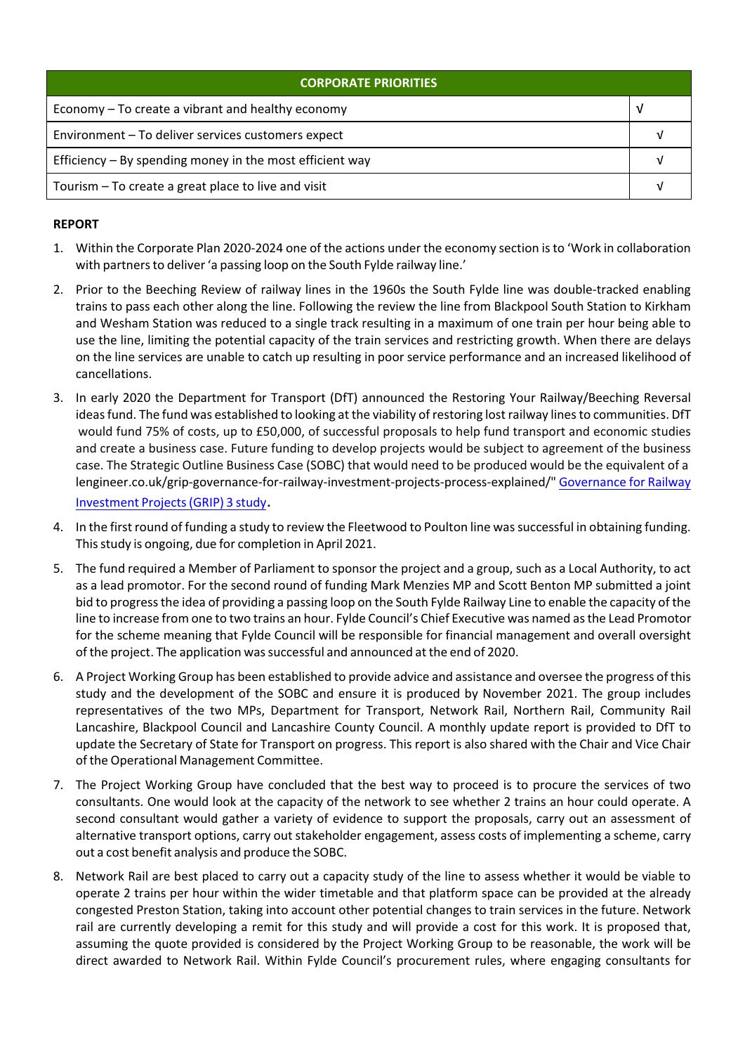| CORPORATE PRIORITIES | |
|---|---|
| Economy – To create a vibrant and healthy economy | √ |
| Environment – To deliver services customers expect | √ |
| Efficiency – By spending money in the most efficient way | √ |
| Tourism – To create a great place to live and visit | √ |

**REPORT**

1. Within the Corporate Plan 2020-2024 one of the actions under the economy section is to 'Work in collaboration with partners to deliver 'a passing loop on the South Fylde railway line.'

2. Prior to the Beeching Review of railway lines in the 1960s the South Fylde line was double-tracked enabling trains to pass each other along the line. Following the review the line from Blackpool South Station to Kirkham and Wesham Station was reduced to a single track resulting in a maximum of one train per hour being able to use the line, limiting the potential capacity of the train services and restricting growth. When there are delays on the line services are unable to catch up resulting in poor service performance and an increased likelihood of cancellations.

3. In early 2020 the Department for Transport (DfT) announced the Restoring Your Railway/Beeching Reversal ideas fund. The fund was established to looking at the viability of restoring lost railway lines to communities. DfT would fund 75% of costs, up to £50,000, of successful proposals to help fund transport and economic studies and create a business case. Future funding to develop projects would be subject to agreement of the business case. The Strategic Outline Business Case (SOBC) that would need to be produced would be the equivalent of a lengineer.co.uk/grip-governance-for-railway-investment-projects-process-explained/" Governance for Railway Investment Projects (GRIP) 3 study.

4. In the first round of funding a study to review the Fleetwood to Poulton line was successful in obtaining funding. This study is ongoing, due for completion in April 2021.

5. The fund required a Member of Parliament to sponsor the project and a group, such as a Local Authority, to act as a lead promotor. For the second round of funding Mark Menzies MP and Scott Benton MP submitted a joint bid to progress the idea of providing a passing loop on the South Fylde Railway Line to enable the capacity of the line to increase from one to two trains an hour. Fylde Council's Chief Executive was named as the Lead Promotor for the scheme meaning that Fylde Council will be responsible for financial management and overall oversight of the project. The application was successful and announced at the end of 2020.

6. A Project Working Group has been established to provide advice and assistance and oversee the progress of this study and the development of the SOBC and ensure it is produced by November 2021. The group includes representatives of the two MPs, Department for Transport, Network Rail, Northern Rail, Community Rail Lancashire, Blackpool Council and Lancashire County Council. A monthly update report is provided to DfT to update the Secretary of State for Transport on progress. This report is also shared with the Chair and Vice Chair of the Operational Management Committee.

7. The Project Working Group have concluded that the best way to proceed is to procure the services of two consultants. One would look at the capacity of the network to see whether 2 trains an hour could operate. A second consultant would gather a variety of evidence to support the proposals, carry out an assessment of alternative transport options, carry out stakeholder engagement, assess costs of implementing a scheme, carry out a cost benefit analysis and produce the SOBC.

8. Network Rail are best placed to carry out a capacity study of the line to assess whether it would be viable to operate 2 trains per hour within the wider timetable and that platform space can be provided at the already congested Preston Station, taking into account other potential changes to train services in the future. Network rail are currently developing a remit for this study and will provide a cost for this work. It is proposed that, assuming the quote provided is considered by the Project Working Group to be reasonable, the work will be direct awarded to Network Rail. Within Fylde Council's procurement rules, where engaging consultants for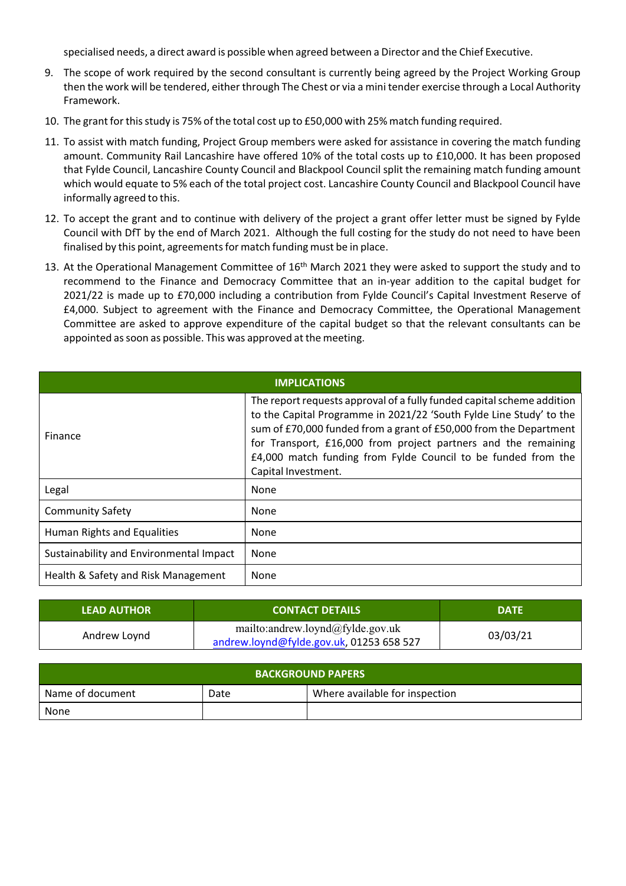specialised needs, a direct award is possible when agreed between a Director and the Chief Executive.

9. The scope of work required by the second consultant is currently being agreed by the Project Working Group then the work will be tendered, either through The Chest or via a mini tender exercise through a Local Authority Framework.
10. The grant for this study is 75% of the total cost up to £50,000 with 25% match funding required.
11. To assist with match funding, Project Group members were asked for assistance in covering the match funding amount. Community Rail Lancashire have offered 10% of the total costs up to £10,000. It has been proposed that Fylde Council, Lancashire County Council and Blackpool Council split the remaining match funding amount which would equate to 5% each of the total project cost. Lancashire County Council and Blackpool Council have informally agreed to this.
12. To accept the grant and to continue with delivery of the project a grant offer letter must be signed by Fylde Council with DfT by the end of March 2021. Although the full costing for the study do not need to have been finalised by this point, agreements for match funding must be in place.
13. At the Operational Management Committee of 16th March 2021 they were asked to support the study and to recommend to the Finance and Democracy Committee that an in-year addition to the capital budget for 2021/22 is made up to £70,000 including a contribution from Fylde Council's Capital Investment Reserve of £4,000. Subject to agreement with the Finance and Democracy Committee, the Operational Management Committee are asked to approve expenditure of the capital budget so that the relevant consultants can be appointed as soon as possible. This was approved at the meeting.

| IMPLICATIONS | |
|---|---|
| Finance | The report requests approval of a fully funded capital scheme addition to the Capital Programme in 2021/22 'South Fylde Line Study' to the sum of £70,000 funded from a grant of £50,000 from the Department for Transport, £16,000 from project partners and the remaining £4,000 match funding from Fylde Council to be funded from the Capital Investment. |
| Legal | None |
| Community Safety | None |
| Human Rights and Equalities | None |
| Sustainability and Environmental Impact | None |
| Health & Safety and Risk Management | None |

| LEAD AUTHOR | CONTACT DETAILS | DATE |
|---|---|---|
| Andrew Loynd | mailto:andrew.loynd@fylde.gov.uk andrew.loynd@fylde.gov.uk, 01253 658 527 | 03/03/21 |

| BACKGROUND PAPERS | | |
|---|---|---|
| Name of document | Date | Where available for inspection |
| None | | |